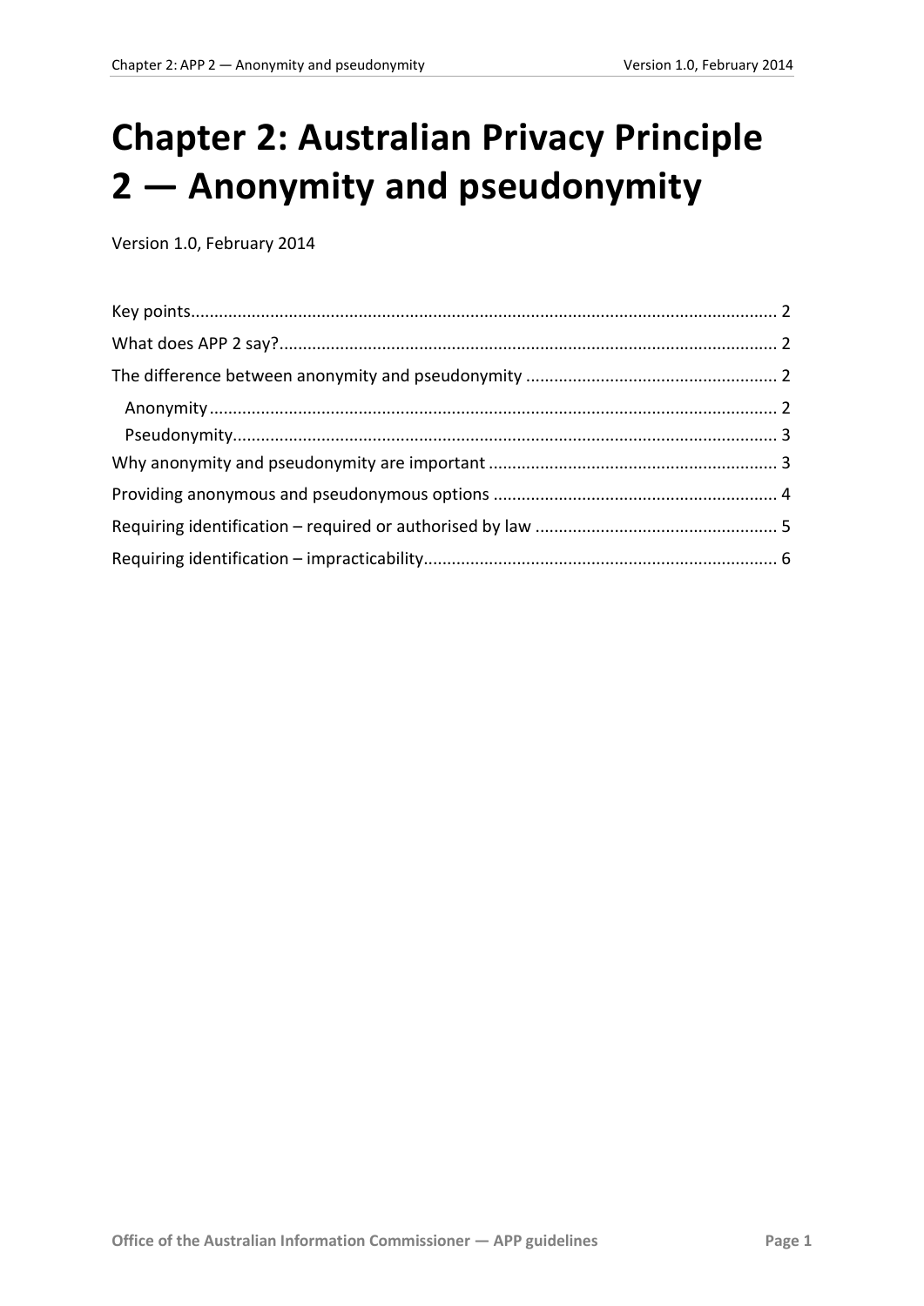# Chapter 2: Australian Privacy Principle 2 — Anonymity and pseudonymity

Version 1.0, February 2014

Key points ........................................................................ 2
What does APP 2 say? ........................................................................ 2
The difference between anonymity and pseudonymity ........................................................................ 2
  Anonymity ........................................................................ 2
  Pseudonymity ........................................................................ 3
Why anonymity and pseudonymity are important ........................................................................ 3
Providing anonymous and pseudonymous options ........................................................................ 4
Requiring identification – required or authorised by law ........................................................................ 5
Requiring identification – impracticability ........................................................................ 6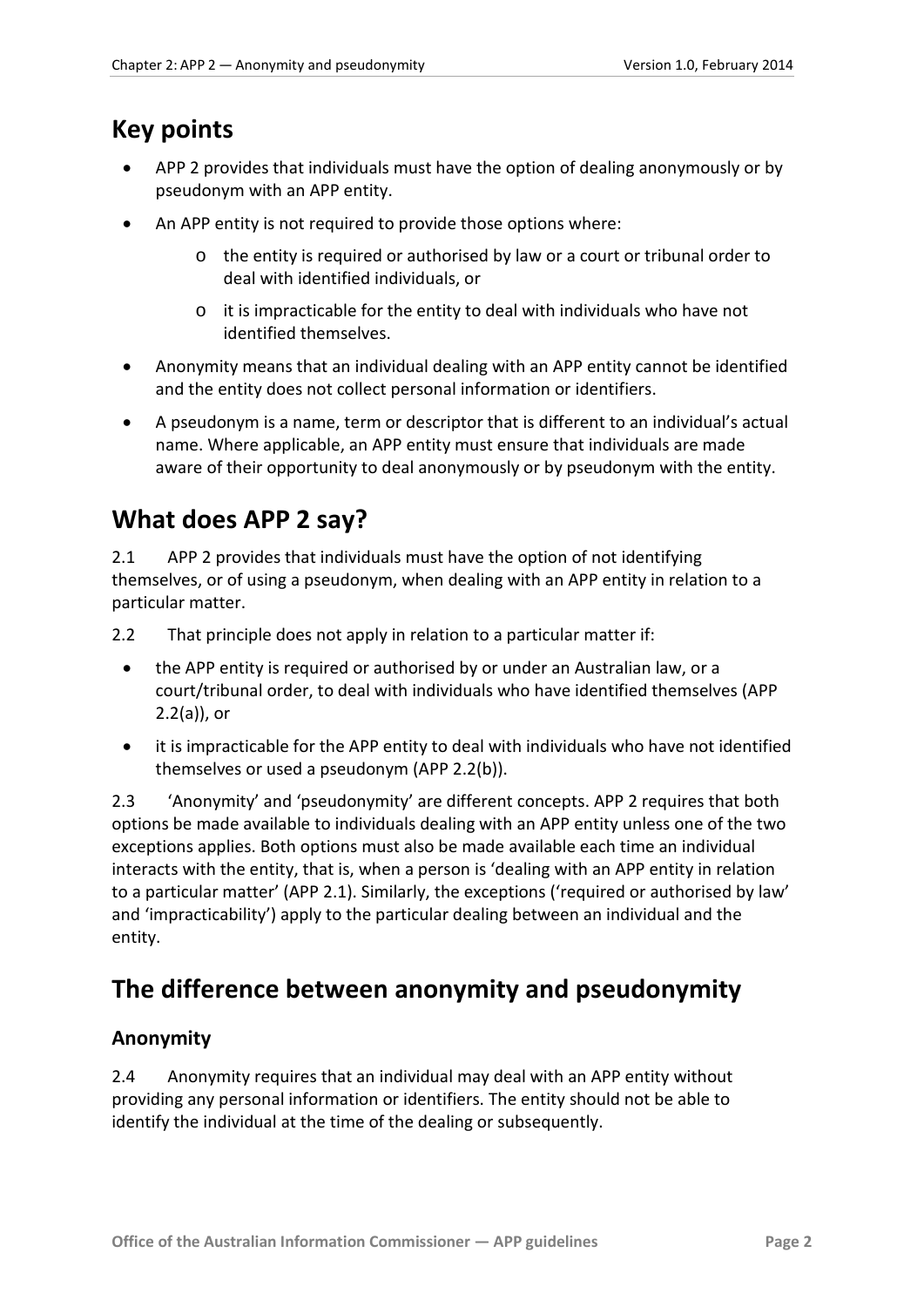## Key points

- APP 2 provides that individuals must have the option of dealing anonymously or by pseudonym with an APP entity.
- An APP entity is not required to provide those options where:
  - the entity is required or authorised by law or a court or tribunal order to deal with identified individuals, or
  - it is impracticable for the entity to deal with individuals who have not identified themselves.
- Anonymity means that an individual dealing with an APP entity cannot be identified and the entity does not collect personal information or identifiers.
- A pseudonym is a name, term or descriptor that is different to an individual's actual name. Where applicable, an APP entity must ensure that individuals are made aware of their opportunity to deal anonymously or by pseudonym with the entity.

## What does APP 2 say?

2.1 APP 2 provides that individuals must have the option of not identifying themselves, or of using a pseudonym, when dealing with an APP entity in relation to a particular matter.

2.2 That principle does not apply in relation to a particular matter if:

- the APP entity is required or authorised by or under an Australian law, or a court/tribunal order, to deal with individuals who have identified themselves (APP 2.2(a)), or
- it is impracticable for the APP entity to deal with individuals who have not identified themselves or used a pseudonym (APP 2.2(b)).

2.3 'Anonymity' and 'pseudonymity' are different concepts. APP 2 requires that both options be made available to individuals dealing with an APP entity unless one of the two exceptions applies. Both options must also be made available each time an individual interacts with the entity, that is, when a person is 'dealing with an APP entity in relation to a particular matter' (APP 2.1). Similarly, the exceptions ('required or authorised by law' and 'impracticability') apply to the particular dealing between an individual and the entity.

## The difference between anonymity and pseudonymity

### Anonymity

2.4 Anonymity requires that an individual may deal with an APP entity without providing any personal information or identifiers. The entity should not be able to identify the individual at the time of the dealing or subsequently.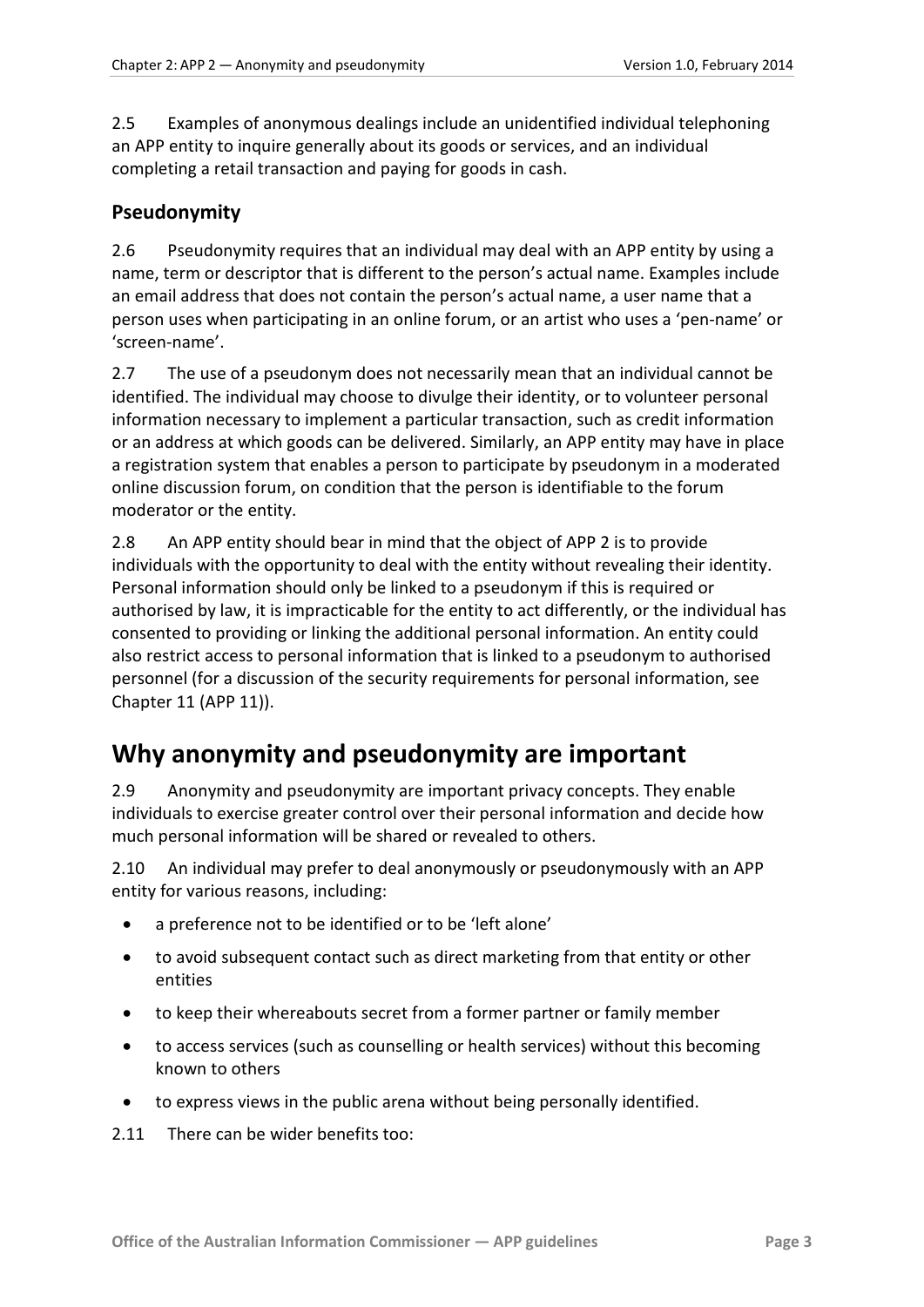2.5 Examples of anonymous dealings include an unidentified individual telephoning an APP entity to inquire generally about its goods or services, and an individual completing a retail transaction and paying for goods in cash.

### Pseudonymity

2.6 Pseudonymity requires that an individual may deal with an APP entity by using a name, term or descriptor that is different to the person's actual name. Examples include an email address that does not contain the person's actual name, a user name that a person uses when participating in an online forum, or an artist who uses a 'pen-name' or 'screen-name'.

2.7 The use of a pseudonym does not necessarily mean that an individual cannot be identified. The individual may choose to divulge their identity, or to volunteer personal information necessary to implement a particular transaction, such as credit information or an address at which goods can be delivered. Similarly, an APP entity may have in place a registration system that enables a person to participate by pseudonym in a moderated online discussion forum, on condition that the person is identifiable to the forum moderator or the entity.

2.8 An APP entity should bear in mind that the object of APP 2 is to provide individuals with the opportunity to deal with the entity without revealing their identity. Personal information should only be linked to a pseudonym if this is required or authorised by law, it is impracticable for the entity to act differently, or the individual has consented to providing or linking the additional personal information. An entity could also restrict access to personal information that is linked to a pseudonym to authorised personnel (for a discussion of the security requirements for personal information, see Chapter 11 (APP 11)).

## Why anonymity and pseudonymity are important

2.9 Anonymity and pseudonymity are important privacy concepts. They enable individuals to exercise greater control over their personal information and decide how much personal information will be shared or revealed to others.

2.10 An individual may prefer to deal anonymously or pseudonymously with an APP entity for various reasons, including:

- a preference not to be identified or to be 'left alone'
- to avoid subsequent contact such as direct marketing from that entity or other entities
- to keep their whereabouts secret from a former partner or family member
- to access services (such as counselling or health services) without this becoming known to others
- to express views in the public arena without being personally identified.

2.11 There can be wider benefits too: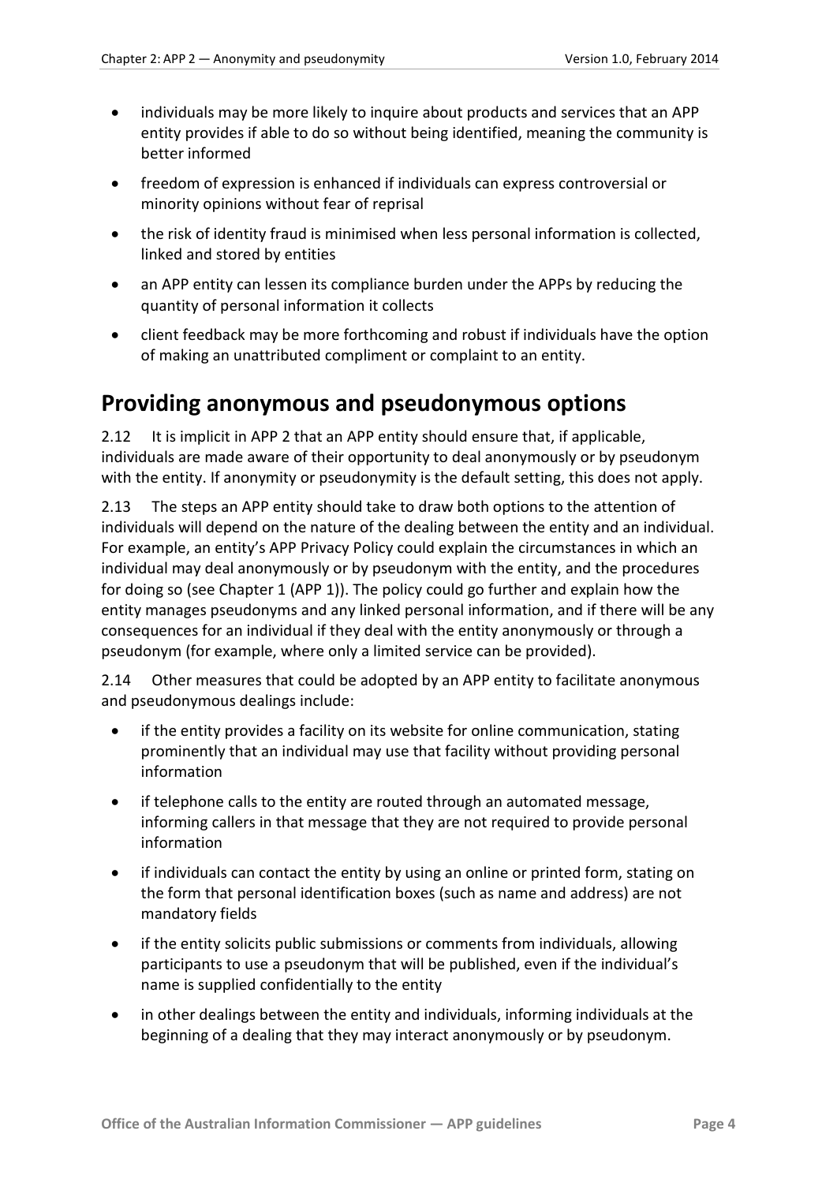- individuals may be more likely to inquire about products and services that an APP entity provides if able to do so without being identified, meaning the community is better informed
- freedom of expression is enhanced if individuals can express controversial or minority opinions without fear of reprisal
- the risk of identity fraud is minimised when less personal information is collected, linked and stored by entities
- an APP entity can lessen its compliance burden under the APPs by reducing the quantity of personal information it collects
- client feedback may be more forthcoming and robust if individuals have the option of making an unattributed compliment or complaint to an entity.

## Providing anonymous and pseudonymous options

2.12 It is implicit in APP 2 that an APP entity should ensure that, if applicable, individuals are made aware of their opportunity to deal anonymously or by pseudonym with the entity. If anonymity or pseudonymity is the default setting, this does not apply.

2.13 The steps an APP entity should take to draw both options to the attention of individuals will depend on the nature of the dealing between the entity and an individual. For example, an entity's APP Privacy Policy could explain the circumstances in which an individual may deal anonymously or by pseudonym with the entity, and the procedures for doing so (see Chapter 1 (APP 1)). The policy could go further and explain how the entity manages pseudonyms and any linked personal information, and if there will be any consequences for an individual if they deal with the entity anonymously or through a pseudonym (for example, where only a limited service can be provided).

2.14 Other measures that could be adopted by an APP entity to facilitate anonymous and pseudonymous dealings include:

- if the entity provides a facility on its website for online communication, stating prominently that an individual may use that facility without providing personal information
- if telephone calls to the entity are routed through an automated message, informing callers in that message that they are not required to provide personal information
- if individuals can contact the entity by using an online or printed form, stating on the form that personal identification boxes (such as name and address) are not mandatory fields
- if the entity solicits public submissions or comments from individuals, allowing participants to use a pseudonym that will be published, even if the individual's name is supplied confidentially to the entity
- in other dealings between the entity and individuals, informing individuals at the beginning of a dealing that they may interact anonymously or by pseudonym.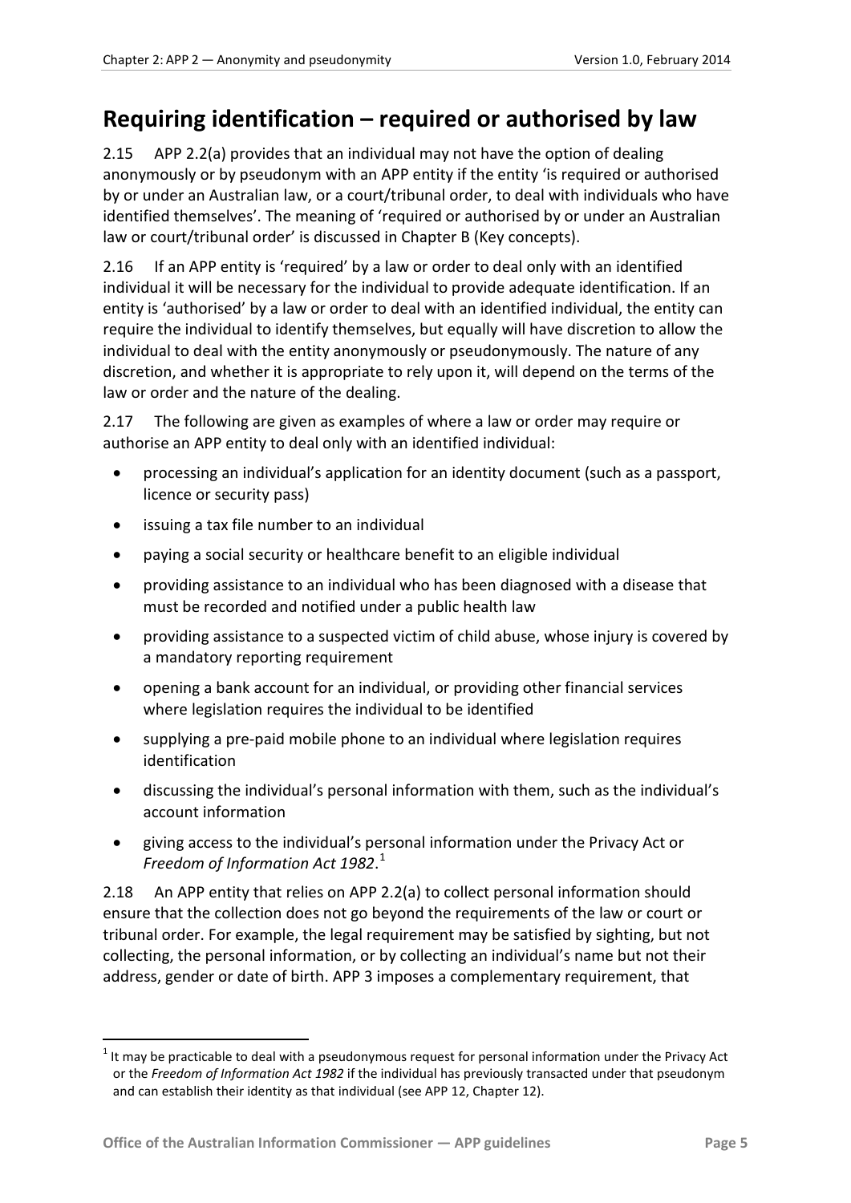## Requiring identification – required or authorised by law

2.15 APP 2.2(a) provides that an individual may not have the option of dealing anonymously or by pseudonym with an APP entity if the entity 'is required or authorised by or under an Australian law, or a court/tribunal order, to deal with individuals who have identified themselves'. The meaning of 'required or authorised by or under an Australian law or court/tribunal order' is discussed in Chapter B (Key concepts).

2.16 If an APP entity is 'required' by a law or order to deal only with an identified individual it will be necessary for the individual to provide adequate identification. If an entity is 'authorised' by a law or order to deal with an identified individual, the entity can require the individual to identify themselves, but equally will have discretion to allow the individual to deal with the entity anonymously or pseudonymously. The nature of any discretion, and whether it is appropriate to rely upon it, will depend on the terms of the law or order and the nature of the dealing.

2.17 The following are given as examples of where a law or order may require or authorise an APP entity to deal only with an identified individual:

- processing an individual's application for an identity document (such as a passport, licence or security pass)
- issuing a tax file number to an individual
- paying a social security or healthcare benefit to an eligible individual
- providing assistance to an individual who has been diagnosed with a disease that must be recorded and notified under a public health law
- providing assistance to a suspected victim of child abuse, whose injury is covered by a mandatory reporting requirement
- opening a bank account for an individual, or providing other financial services where legislation requires the individual to be identified
- supplying a pre-paid mobile phone to an individual where legislation requires identification
- discussing the individual's personal information with them, such as the individual's account information
- giving access to the individual's personal information under the Privacy Act or *Freedom of Information Act 1982*.[1]

2.18 An APP entity that relies on APP 2.2(a) to collect personal information should ensure that the collection does not go beyond the requirements of the law or court or tribunal order. For example, the legal requirement may be satisfied by sighting, but not collecting, the personal information, or by collecting an individual's name but not their address, gender or date of birth. APP 3 imposes a complementary requirement, that

[1] It may be practicable to deal with a pseudonymous request for personal information under the Privacy Act or the *Freedom of Information Act 1982* if the individual has previously transacted under that pseudonym and can establish their identity as that individual (see APP 12, Chapter 12).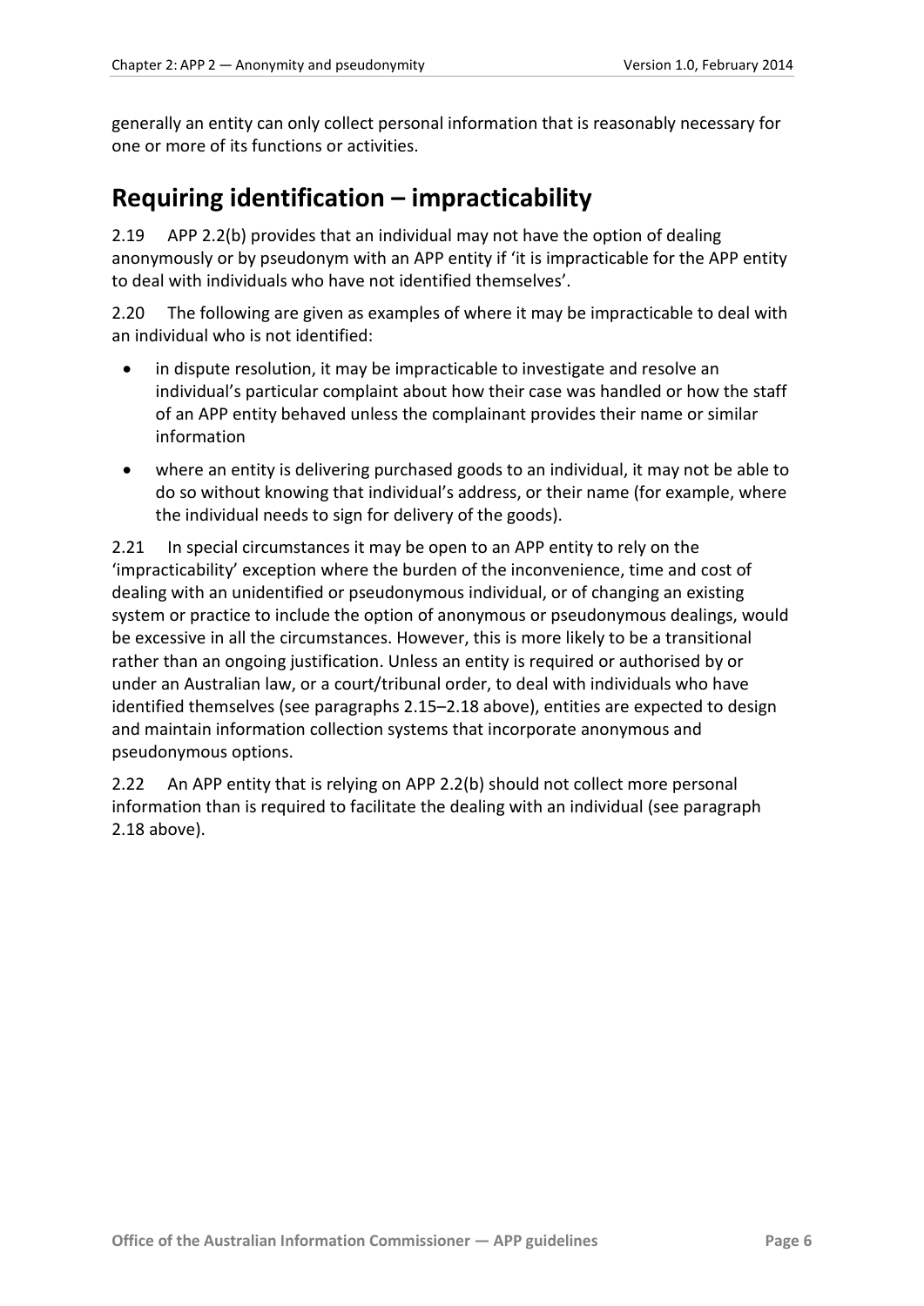generally an entity can only collect personal information that is reasonably necessary for one or more of its functions or activities.

## Requiring identification – impracticability

2.19 APP 2.2(b) provides that an individual may not have the option of dealing anonymously or by pseudonym with an APP entity if 'it is impracticable for the APP entity to deal with individuals who have not identified themselves'.

2.20 The following are given as examples of where it may be impracticable to deal with an individual who is not identified:

- in dispute resolution, it may be impracticable to investigate and resolve an individual's particular complaint about how their case was handled or how the staff of an APP entity behaved unless the complainant provides their name or similar information
- where an entity is delivering purchased goods to an individual, it may not be able to do so without knowing that individual's address, or their name (for example, where the individual needs to sign for delivery of the goods).

2.21 In special circumstances it may be open to an APP entity to rely on the 'impracticability' exception where the burden of the inconvenience, time and cost of dealing with an unidentified or pseudonymous individual, or of changing an existing system or practice to include the option of anonymous or pseudonymous dealings, would be excessive in all the circumstances. However, this is more likely to be a transitional rather than an ongoing justification. Unless an entity is required or authorised by or under an Australian law, or a court/tribunal order, to deal with individuals who have identified themselves (see paragraphs 2.15–2.18 above), entities are expected to design and maintain information collection systems that incorporate anonymous and pseudonymous options.

2.22 An APP entity that is relying on APP 2.2(b) should not collect more personal information than is required to facilitate the dealing with an individual (see paragraph 2.18 above).